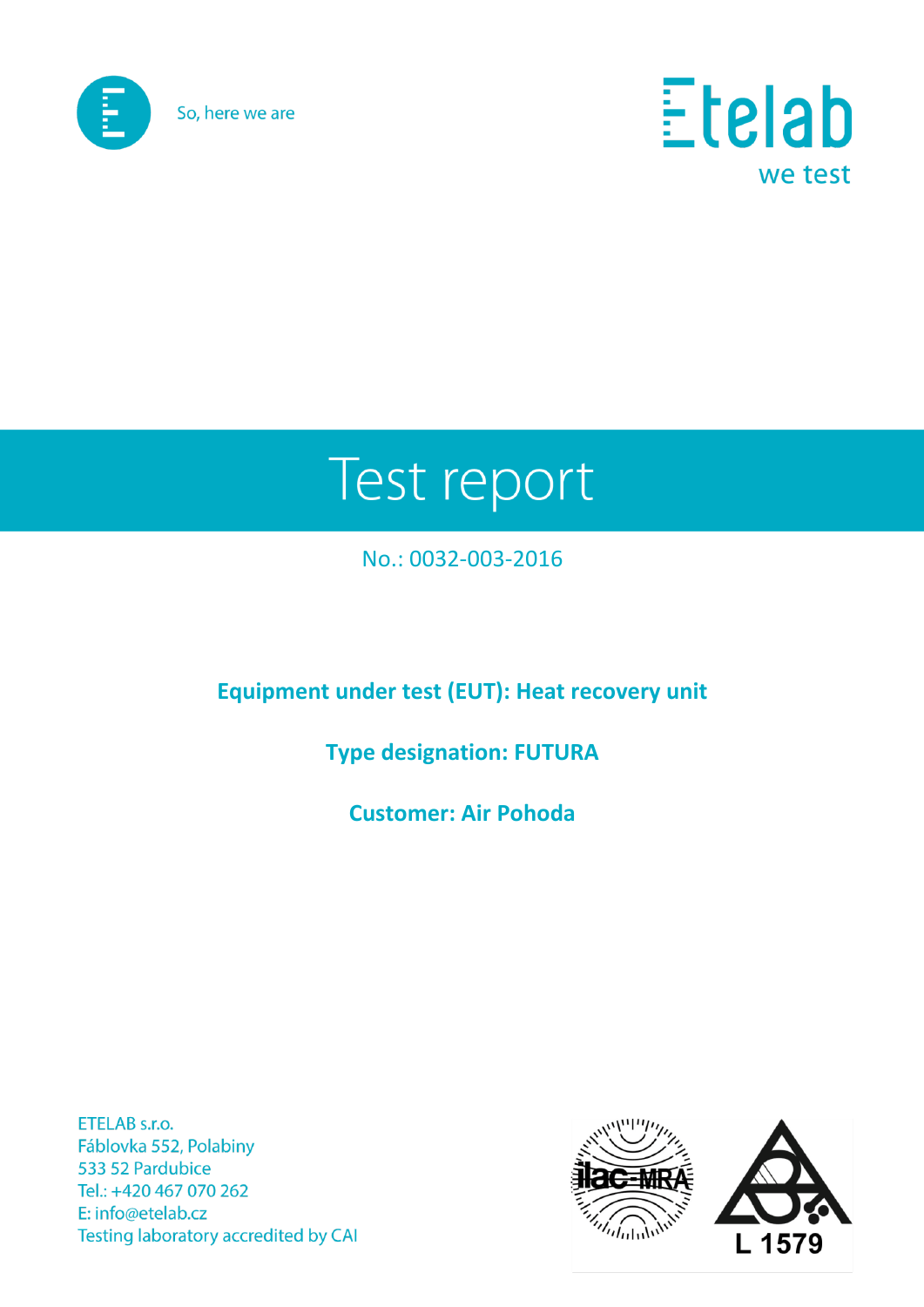So, here we are

Etelab
we test

# Test report

No.: 0032-003-2016

**Equipment under test (EUT): Heat recovery unit**

**Type designation: FUTURA**

**Customer: Air Pohoda**

ETELAB s.r.o.
Fáblovka 552, Polabiny
533 52 Pardubice
Tel.: +420 467 070 262
E: info@etelab.cz
Testing laboratory accredited by CAI

ilac-MRA

L 1579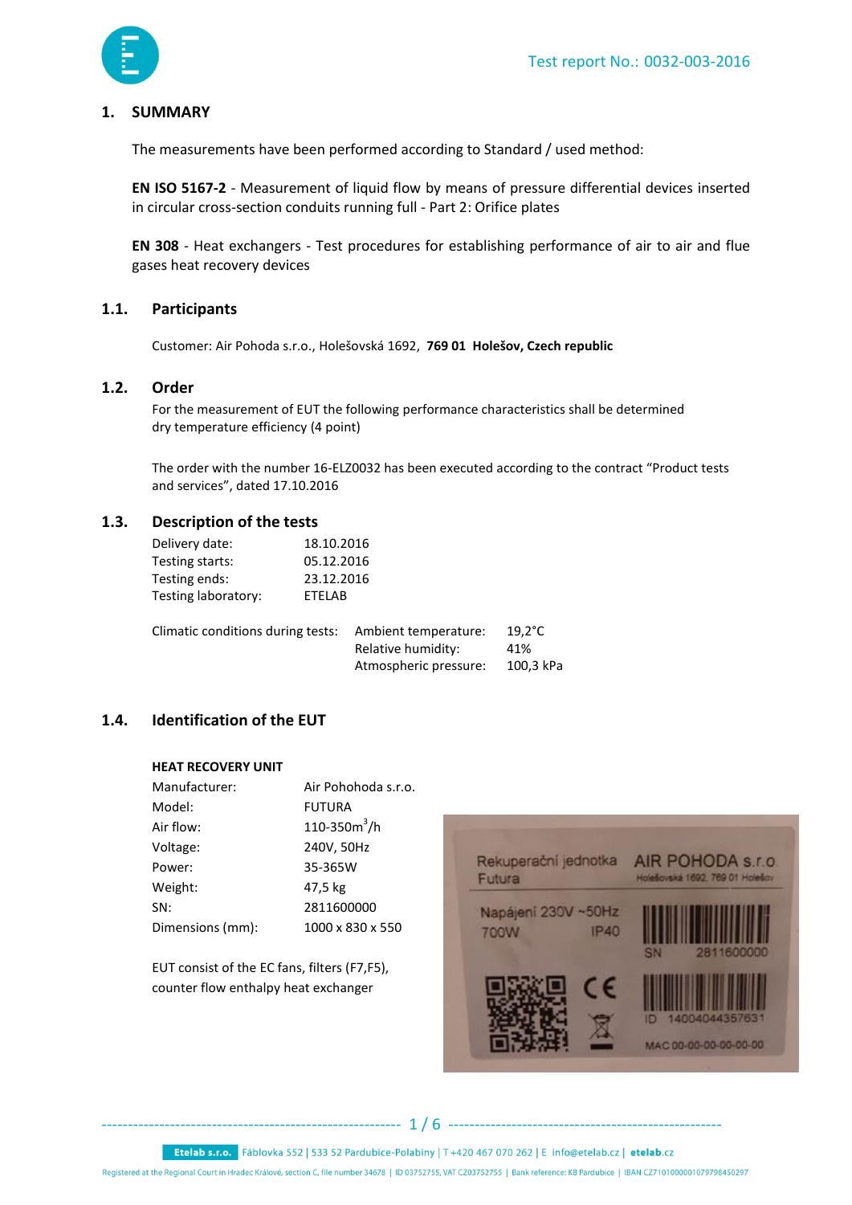## 1. SUMMARY

The measurements have been performed according to Standard / used method:

**EN ISO 5167-2** - Measurement of liquid flow by means of pressure differential devices inserted in circular cross-section conduits running full - Part 2: Orifice plates

**EN 308** - Heat exchangers - Test procedures for establishing performance of air to air and flue gases heat recovery devices

### 1.1. Participants

Customer: Air Pohoda s.r.o., Holešovská 1692, **769 01 Holešov, Czech republic**

### 1.2. Order

For the measurement of EUT the following performance characteristics shall be determined dry temperature efficiency (4 point)

The order with the number 16-ELZ0032 has been executed according to the contract "Product tests and services", dated 17.10.2016

### 1.3. Description of the tests

| | |
|---|---|
| Delivery date: | 18.10.2016 |
| Testing starts: | 05.12.2016 |
| Testing ends: | 23.12.2016 |
| Testing laboratory: | ETELAB |

| | | |
|---|---|---|
| Climatic conditions during tests: | Ambient temperature: | 19,2°C |
| | Relative humidity: | 41% |
| | Atmospheric pressure: | 100,3 kPa |

### 1.4. Identification of the EUT

**HEAT RECOVERY UNIT**

| | |
|---|---|
| Manufacturer: | Air Pohohoda s.r.o. |
| Model: | FUTURA |
| Air flow: | 110-350m$^3$/h |
| Voltage: | 240V, 50Hz |
| Power: | 35-365W |
| Weight: | 47,5 kg |
| SN: | 2811600000 |
| Dimensions (mm): | 1000 x 830 x 550 |

EUT consist of the EC fans, filters (F7,F5), counter flow enthalpy heat exchanger

Rekuperační jednotka Futura
AIR POHODA s.r.o.
Holešovská 1692, 769 01 Holešov
Napájení 230V ~50Hz
700W IP40
SN 2811600000
ID 14004044357631
MAC 00-00-00-00-00-00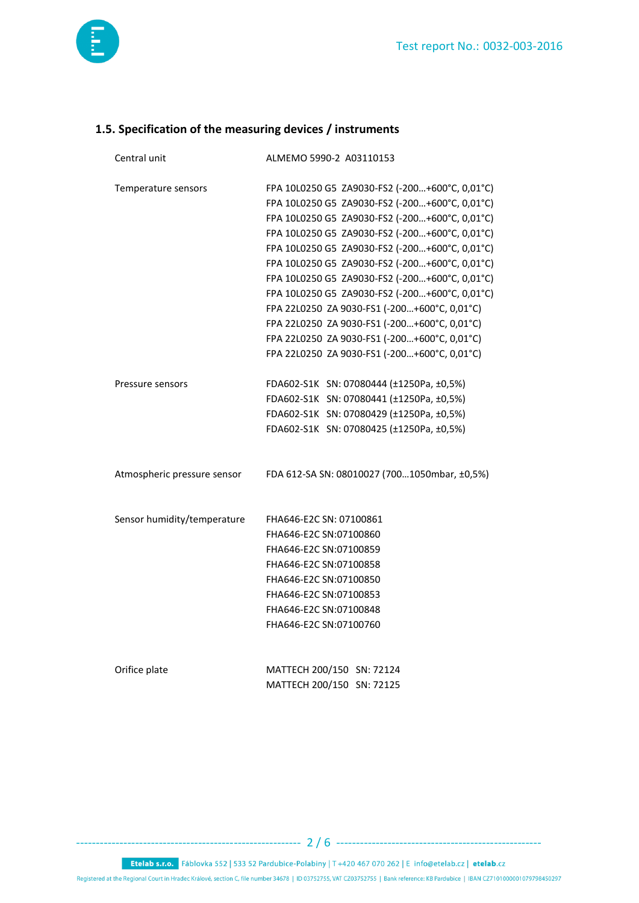## 1.5. Specification of the measuring devices / instruments

| | |
|---|---|
| Central unit | ALMEMO 5990-2 A03110153 |
| Temperature sensors | FPA 10L0250 G5 ZA9030-FS2 (-200…+600°C, 0,01°C)<br>FPA 10L0250 G5 ZA9030-FS2 (-200…+600°C, 0,01°C)<br>FPA 10L0250 G5 ZA9030-FS2 (-200…+600°C, 0,01°C)<br>FPA 10L0250 G5 ZA9030-FS2 (-200…+600°C, 0,01°C)<br>FPA 10L0250 G5 ZA9030-FS2 (-200…+600°C, 0,01°C)<br>FPA 10L0250 G5 ZA9030-FS2 (-200…+600°C, 0,01°C)<br>FPA 10L0250 G5 ZA9030-FS2 (-200…+600°C, 0,01°C)<br>FPA 10L0250 G5 ZA9030-FS2 (-200…+600°C, 0,01°C)<br>FPA 22L0250 ZA 9030-FS1 (-200…+600°C, 0,01°C)<br>FPA 22L0250 ZA 9030-FS1 (-200…+600°C, 0,01°C)<br>FPA 22L0250 ZA 9030-FS1 (-200…+600°C, 0,01°C)<br>FPA 22L0250 ZA 9030-FS1 (-200…+600°C, 0,01°C) |
| Pressure sensors | FDA602-S1K SN: 07080444 (±1250Pa, ±0,5%)<br>FDA602-S1K SN: 07080441 (±1250Pa, ±0,5%)<br>FDA602-S1K SN: 07080429 (±1250Pa, ±0,5%)<br>FDA602-S1K SN: 07080425 (±1250Pa, ±0,5%) |
| Atmospheric pressure sensor | FDA 612-SA SN: 08010027 (700…1050mbar, ±0,5%) |
| Sensor humidity/temperature | FHA646-E2C SN: 07100861<br>FHA646-E2C SN:07100860<br>FHA646-E2C SN:07100859<br>FHA646-E2C SN:07100858<br>FHA646-E2C SN:07100850<br>FHA646-E2C SN:07100853<br>FHA646-E2C SN:07100848<br>FHA646-E2C SN:07100760 |
| Orifice plate | MATTECH 200/150 SN: 72124<br>MATTECH 200/150 SN: 72125 |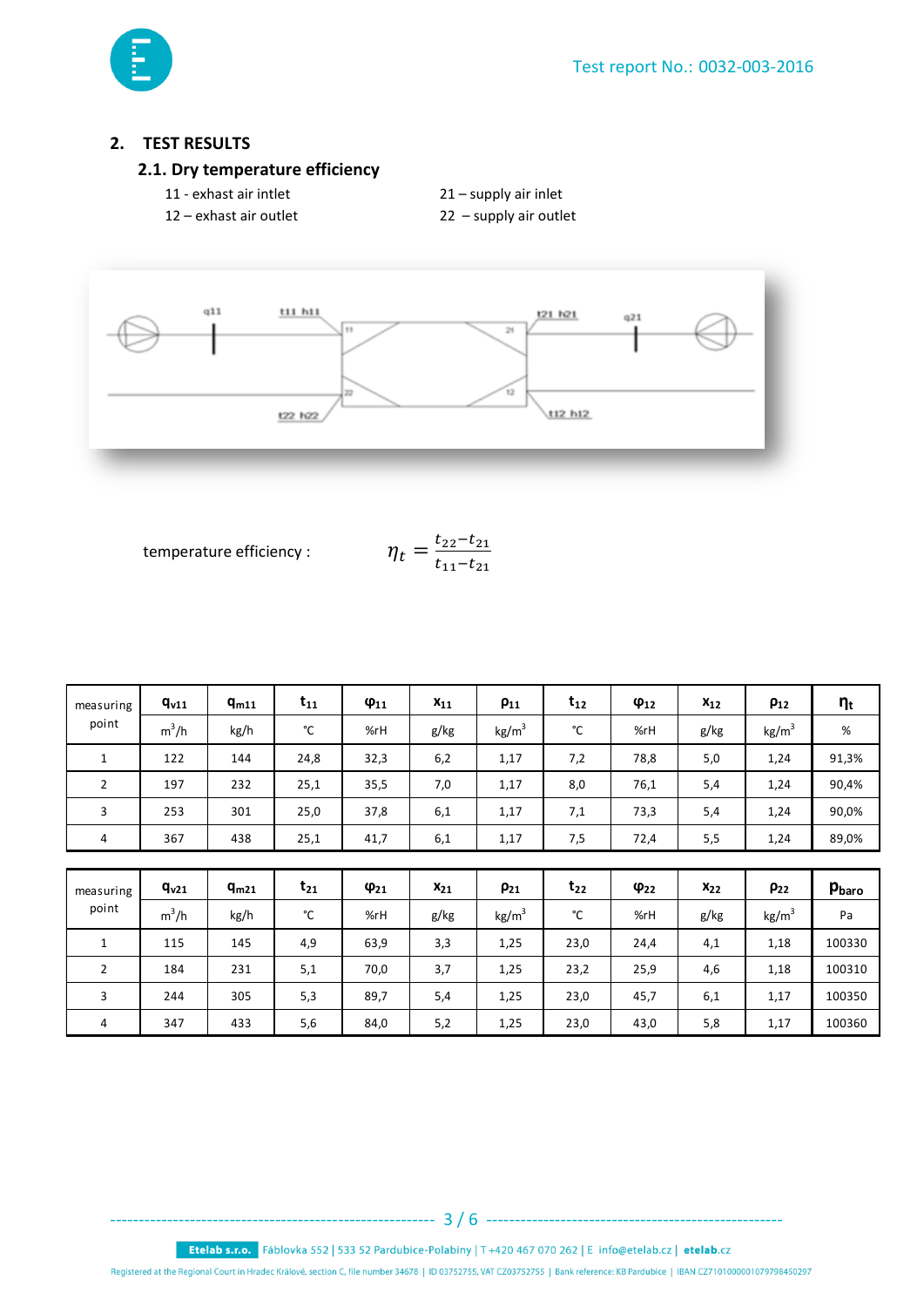## 2. TEST RESULTS

### 2.1. Dry temperature efficiency

11 - exhast air intlet

12 – exhast air outlet

21 – supply air inlet

22 – supply air outlet

temperature efficiency : $$\eta_t = \frac{t_{22} - t_{21}}{t_{11} - t_{21}}$$

| measuring point | $q_{v11}$ | $q_{m11}$ | $t_{11}$ | $\varphi_{11}$ | $x_{11}$ | $\rho_{11}$ | $t_{12}$ | $\varphi_{12}$ | $x_{12}$ | $\rho_{12}$ | $\eta_t$ |
|---|---|---|---|---|---|---|---|---|---|---|---|
| | $m^3/h$ | kg/h | °C | %rH | g/kg | $kg/m^3$ | °C | %rH | g/kg | $kg/m^3$ | % |
| 1 | 122 | 144 | 24,8 | 32,3 | 6,2 | 1,17 | 7,2 | 78,8 | 5,0 | 1,24 | 91,3% |
| 2 | 197 | 232 | 25,1 | 35,5 | 7,0 | 1,17 | 8,0 | 76,1 | 5,4 | 1,24 | 90,4% |
| 3 | 253 | 301 | 25,0 | 37,8 | 6,1 | 1,17 | 7,1 | 73,3 | 5,4 | 1,24 | 90,0% |
| 4 | 367 | 438 | 25,1 | 41,7 | 6,1 | 1,17 | 7,5 | 72,4 | 5,5 | 1,24 | 89,0% |

| measuring point | $q_{v21}$ | $q_{m21}$ | $t_{21}$ | $\varphi_{21}$ | $x_{21}$ | $\rho_{21}$ | $t_{22}$ | $\varphi_{22}$ | $x_{22}$ | $\rho_{22}$ | $p_{baro}$ |
|---|---|---|---|---|---|---|---|---|---|---|---|
| | $m^3/h$ | kg/h | °C | %rH | g/kg | $kg/m^3$ | °C | %rH | g/kg | $kg/m^3$ | Pa |
| 1 | 115 | 145 | 4,9 | 63,9 | 3,3 | 1,25 | 23,0 | 24,4 | 4,1 | 1,18 | 100330 |
| 2 | 184 | 231 | 5,1 | 70,0 | 3,7 | 1,25 | 23,2 | 25,9 | 4,6 | 1,18 | 100310 |
| 3 | 244 | 305 | 5,3 | 89,7 | 5,4 | 1,25 | 23,0 | 45,7 | 6,1 | 1,17 | 100350 |
| 4 | 347 | 433 | 5,6 | 84,0 | 5,2 | 1,25 | 23,0 | 43,0 | 5,8 | 1,17 | 100360 |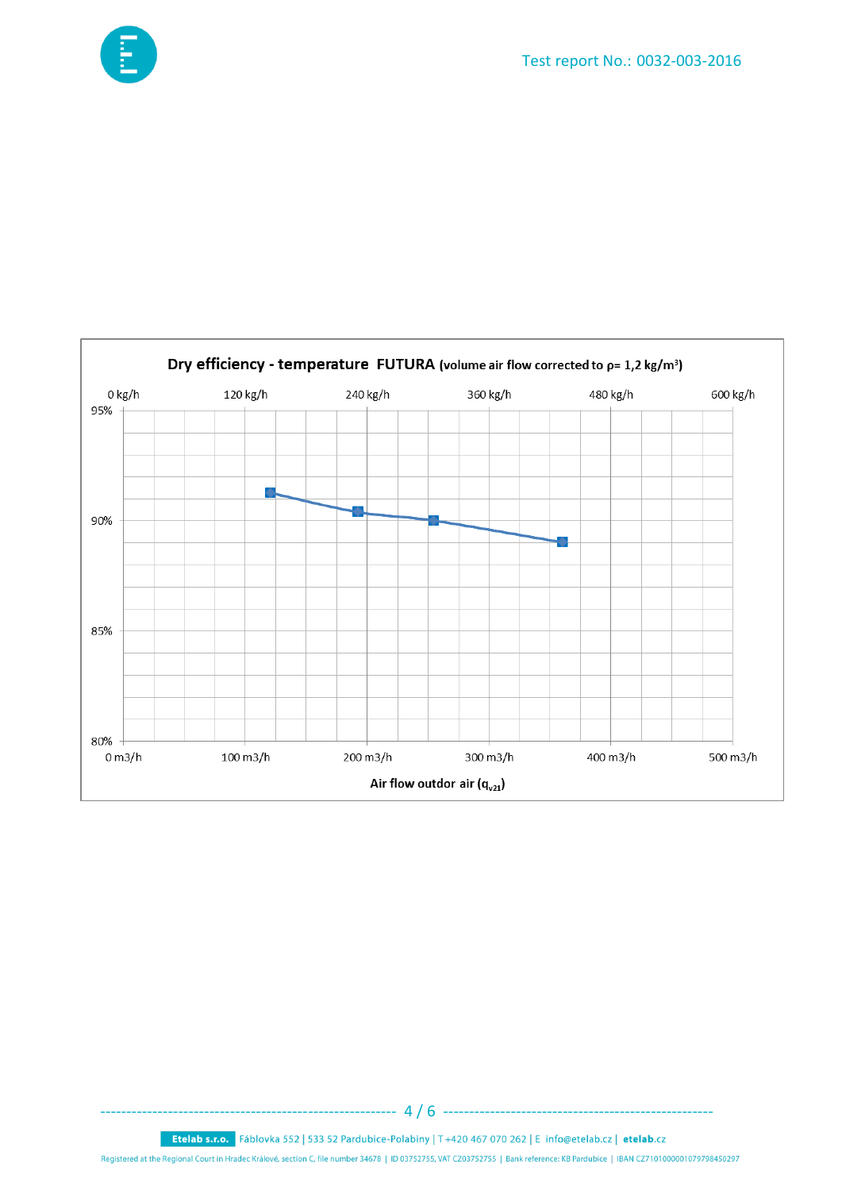**Dry efficiency - temperature FUTURA** (volume air flow corrected to ρ= 1,2 kg/m³)

0 kg/h | 120 kg/h | 240 kg/h | 360 kg/h | 480 kg/h | 600 kg/h

95%

90%

85%

80%

0 m3/h | 100 m3/h | 200 m3/h | 300 m3/h | 400 m3/h | 500 m3/h

Air flow outdor air ($q_{v21}$)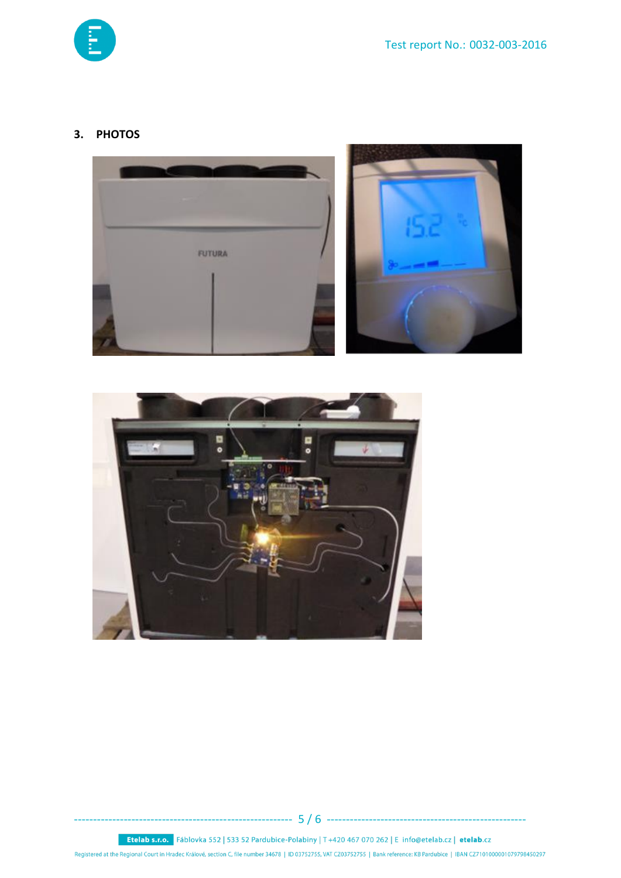## 3. PHOTOS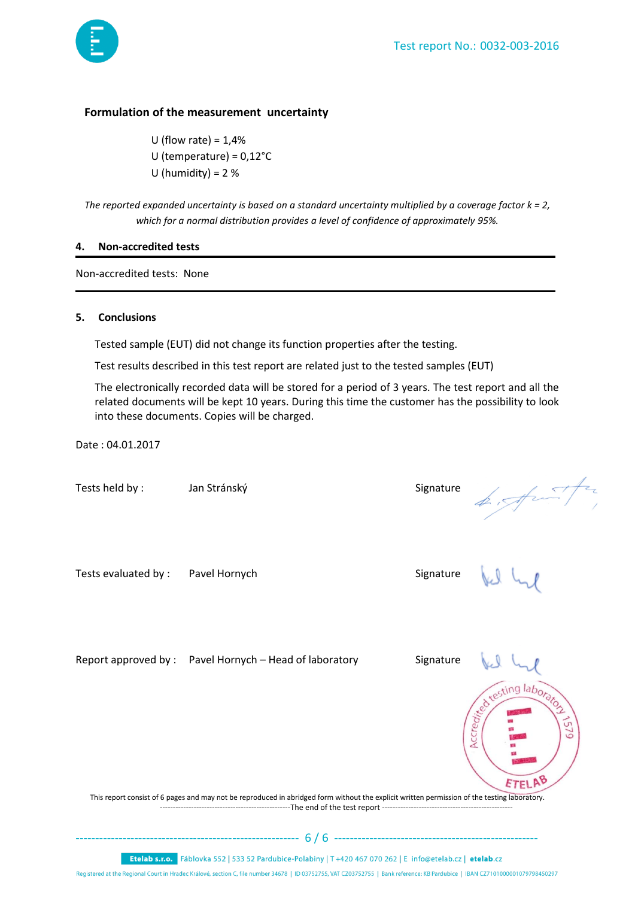### Formulation of the measurement uncertainty

U (flow rate) = 1,4%
U (temperature) = 0,12°C
U (humidity) = 2 %

*The reported expanded uncertainty is based on a standard uncertainty multiplied by a coverage factor k = 2, which for a normal distribution provides a level of confidence of approximately 95%.*

## 4. Non-accredited tests

Non-accredited tests: None

## 5. Conclusions

Tested sample (EUT) did not change its function properties after the testing.

Test results described in this test report are related just to the tested samples (EUT)

The electronically recorded data will be stored for a period of 3 years. The test report and all the related documents will be kept 10 years. During this time the customer has the possibility to look into these documents. Copies will be charged.

Date : 04.01.2017

Tests held by : Jan Stránský Signature

Tests evaluated by : Pavel Hornych Signature

Report approved by : Pavel Hornych – Head of laboratory Signature

Accredited testing laboratory 1579 ETELAB

This report consist of 6 pages and may not be reproduced in abridged form without the explicit written permission of the testing laboratory.

----------------------------------------------The end of the test report ----------------------------------------------